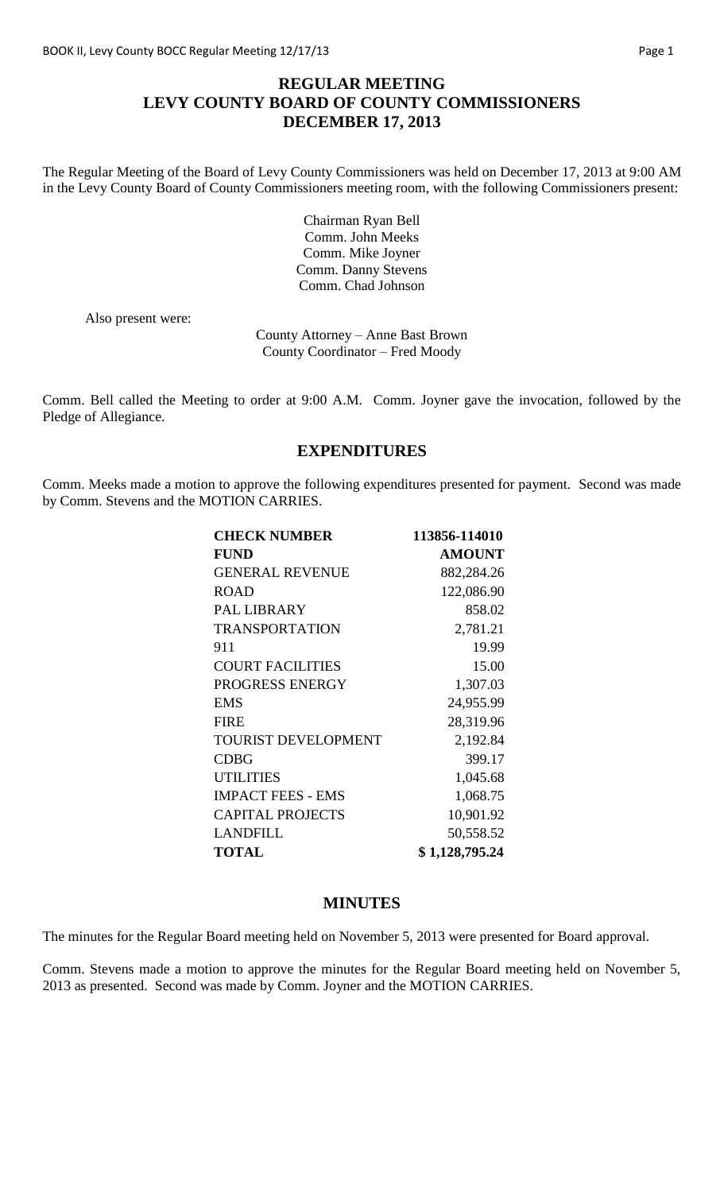# REGULAR MEETING
# LEVY COUNTY BOARD OF COUNTY COMMISSIONERS
# DECEMBER 17, 2013

The Regular Meeting of the Board of Levy County Commissioners was held on December 17, 2013 at 9:00 AM in the Levy County Board of County Commissioners meeting room, with the following Commissioners present:

Chairman Ryan Bell
Comm. John Meeks
Comm. Mike Joyner
Comm. Danny Stevens
Comm. Chad Johnson

Also present were:

County Attorney – Anne Bast Brown
County Coordinator – Fred Moody

Comm. Bell called the Meeting to order at 9:00 A.M. Comm. Joyner gave the invocation, followed by the Pledge of Allegiance.

## EXPENDITURES

Comm. Meeks made a motion to approve the following expenditures presented for payment. Second was made by Comm. Stevens and the MOTION CARRIES.

| **CHECK NUMBER** | **113856-114010** |
|---|---|
| **FUND** | **AMOUNT** |
| GENERAL REVENUE | 882,284.26 |
| ROAD | 122,086.90 |
| PAL LIBRARY | 858.02 |
| TRANSPORTATION | 2,781.21 |
| 911 | 19.99 |
| COURT FACILITIES | 15.00 |
| PROGRESS ENERGY | 1,307.03 |
| EMS | 24,955.99 |
| FIRE | 28,319.96 |
| TOURIST DEVELOPMENT | 2,192.84 |
| CDBG | 399.17 |
| UTILITIES | 1,045.68 |
| IMPACT FEES - EMS | 1,068.75 |
| CAPITAL PROJECTS | 10,901.92 |
| LANDFILL | 50,558.52 |
| **TOTAL** | **$ 1,128,795.24** |

## MINUTES

The minutes for the Regular Board meeting held on November 5, 2013 were presented for Board approval.

Comm. Stevens made a motion to approve the minutes for the Regular Board meeting held on November 5, 2013 as presented. Second was made by Comm. Joyner and the MOTION CARRIES.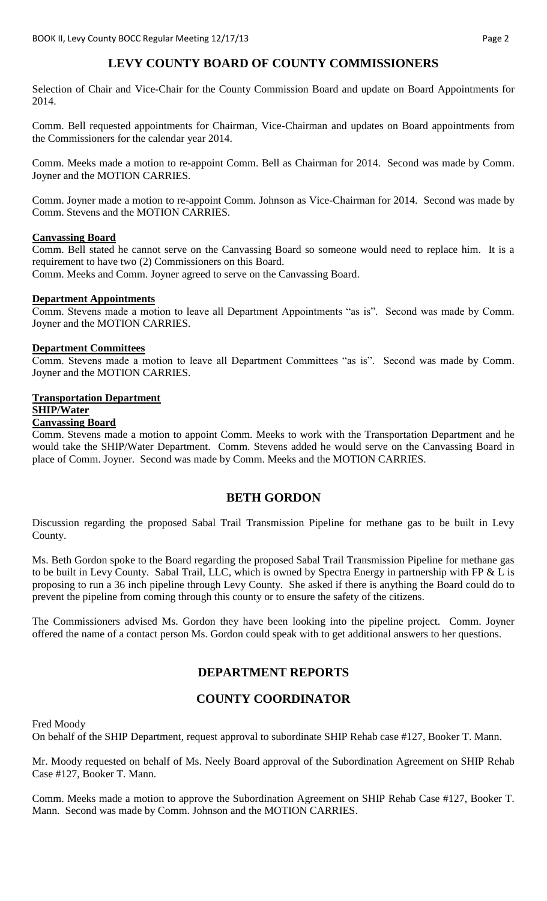## LEVY COUNTY BOARD OF COUNTY COMMISSIONERS

Selection of Chair and Vice-Chair for the County Commission Board and update on Board Appointments for 2014.

Comm. Bell requested appointments for Chairman, Vice-Chairman and updates on Board appointments from the Commissioners for the calendar year 2014.

Comm. Meeks made a motion to re-appoint Comm. Bell as Chairman for 2014. Second was made by Comm. Joyner and the MOTION CARRIES.

Comm. Joyner made a motion to re-appoint Comm. Johnson as Vice-Chairman for 2014. Second was made by Comm. Stevens and the MOTION CARRIES.

**Canvassing Board**

Comm. Bell stated he cannot serve on the Canvassing Board so someone would need to replace him. It is a requirement to have two (2) Commissioners on this Board.

Comm. Meeks and Comm. Joyner agreed to serve on the Canvassing Board.

**Department Appointments**

Comm. Stevens made a motion to leave all Department Appointments "as is". Second was made by Comm. Joyner and the MOTION CARRIES.

**Department Committees**

Comm. Stevens made a motion to leave all Department Committees "as is". Second was made by Comm. Joyner and the MOTION CARRIES.

**Transportation Department**
**SHIP/Water**
**Canvassing Board**

Comm. Stevens made a motion to appoint Comm. Meeks to work with the Transportation Department and he would take the SHIP/Water Department. Comm. Stevens added he would serve on the Canvassing Board in place of Comm. Joyner. Second was made by Comm. Meeks and the MOTION CARRIES.

## BETH GORDON

Discussion regarding the proposed Sabal Trail Transmission Pipeline for methane gas to be built in Levy County.

Ms. Beth Gordon spoke to the Board regarding the proposed Sabal Trail Transmission Pipeline for methane gas to be built in Levy County. Sabal Trail, LLC, which is owned by Spectra Energy in partnership with FP & L is proposing to run a 36 inch pipeline through Levy County. She asked if there is anything the Board could do to prevent the pipeline from coming through this county or to ensure the safety of the citizens.

The Commissioners advised Ms. Gordon they have been looking into the pipeline project. Comm. Joyner offered the name of a contact person Ms. Gordon could speak with to get additional answers to her questions.

## DEPARTMENT REPORTS

## COUNTY COORDINATOR

Fred Moody

On behalf of the SHIP Department, request approval to subordinate SHIP Rehab case #127, Booker T. Mann.

Mr. Moody requested on behalf of Ms. Neely Board approval of the Subordination Agreement on SHIP Rehab Case #127, Booker T. Mann.

Comm. Meeks made a motion to approve the Subordination Agreement on SHIP Rehab Case #127, Booker T. Mann. Second was made by Comm. Johnson and the MOTION CARRIES.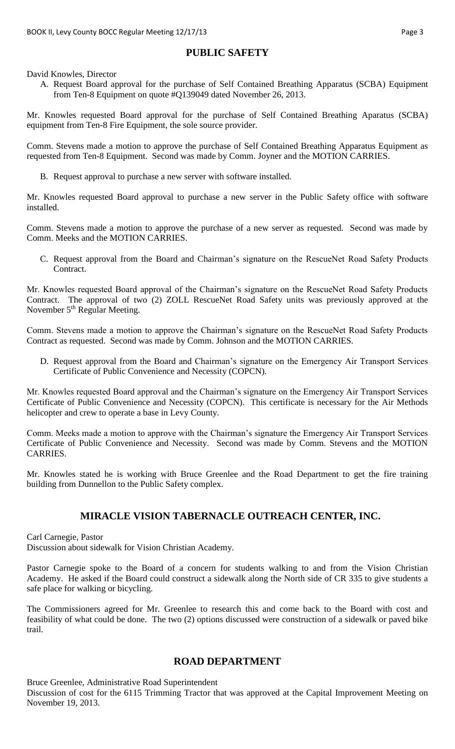## PUBLIC SAFETY

David Knowles, Director

A. Request Board approval for the purchase of Self Contained Breathing Apparatus (SCBA) Equipment from Ten-8 Equipment on quote #Q139049 dated November 26, 2013.

Mr. Knowles requested Board approval for the purchase of Self Contained Breathing Aparatus (SCBA) equipment from Ten-8 Fire Equipment, the sole source provider.

Comm. Stevens made a motion to approve the purchase of Self Contained Breathing Apparatus Equipment as requested from Ten-8 Equipment. Second was made by Comm. Joyner and the MOTION CARRIES.

B. Request approval to purchase a new server with software installed.

Mr. Knowles requested Board approval to purchase a new server in the Public Safety office with software installed.

Comm. Stevens made a motion to approve the purchase of a new server as requested. Second was made by Comm. Meeks and the MOTION CARRIES.

C. Request approval from the Board and Chairman's signature on the RescueNet Road Safety Products Contract.

Mr. Knowles requested Board approval of the Chairman's signature on the RescueNet Road Safety Products Contract. The approval of two (2) ZOLL RescueNet Road Safety units was previously approved at the November 5th Regular Meeting.

Comm. Stevens made a motion to approve the Chairman's signature on the RescueNet Road Safety Products Contract as requested. Second was made by Comm. Johnson and the MOTION CARRIES.

D. Request approval from the Board and Chairman's signature on the Emergency Air Transport Services Certificate of Public Convenience and Necessity (COPCN).

Mr. Knowles requested Board approval and the Chairman's signature on the Emergency Air Transport Services Certificate of Public Convenience and Necessity (COPCN). This certificate is necessary for the Air Methods helicopter and crew to operate a base in Levy County.

Comm. Meeks made a motion to approve with the Chairman's signature the Emergency Air Transport Services Certificate of Public Convenience and Necessity. Second was made by Comm. Stevens and the MOTION CARRIES.

Mr. Knowles stated he is working with Bruce Greenlee and the Road Department to get the fire training building from Dunnellon to the Public Safety complex.

## MIRACLE VISION TABERNACLE OUTREACH CENTER, INC.

Carl Carnegie, Pastor
Discussion about sidewalk for Vision Christian Academy.

Pastor Carnegie spoke to the Board of a concern for students walking to and from the Vision Christian Academy. He asked if the Board could construct a sidewalk along the North side of CR 335 to give students a safe place for walking or bicycling.

The Commissioners agreed for Mr. Greenlee to research this and come back to the Board with cost and feasibility of what could be done. The two (2) options discussed were construction of a sidewalk or paved bike trail.

## ROAD DEPARTMENT

Bruce Greenlee, Administrative Road Superintendent
Discussion of cost for the 6115 Trimming Tractor that was approved at the Capital Improvement Meeting on November 19, 2013.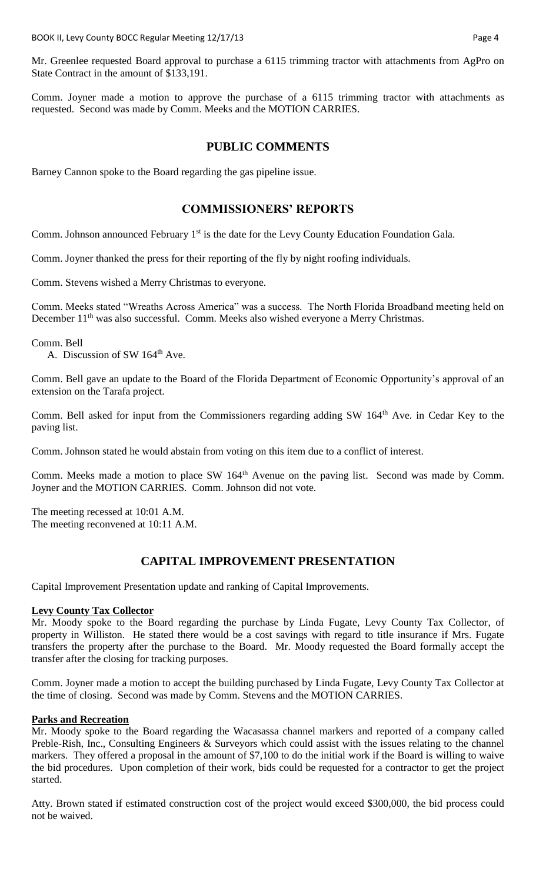Mr. Greenlee requested Board approval to purchase a 6115 trimming tractor with attachments from AgPro on State Contract in the amount of $133,191.

Comm. Joyner made a motion to approve the purchase of a 6115 trimming tractor with attachments as requested. Second was made by Comm. Meeks and the MOTION CARRIES.

## PUBLIC COMMENTS

Barney Cannon spoke to the Board regarding the gas pipeline issue.

## COMMISSIONERS' REPORTS

Comm. Johnson announced February 1st is the date for the Levy County Education Foundation Gala.

Comm. Joyner thanked the press for their reporting of the fly by night roofing individuals.

Comm. Stevens wished a Merry Christmas to everyone.

Comm. Meeks stated "Wreaths Across America" was a success. The North Florida Broadband meeting held on December 11th was also successful. Comm. Meeks also wished everyone a Merry Christmas.

Comm. Bell

A. Discussion of SW 164th Ave.

Comm. Bell gave an update to the Board of the Florida Department of Economic Opportunity's approval of an extension on the Tarafa project.

Comm. Bell asked for input from the Commissioners regarding adding SW 164th Ave. in Cedar Key to the paving list.

Comm. Johnson stated he would abstain from voting on this item due to a conflict of interest.

Comm. Meeks made a motion to place SW 164th Avenue on the paving list. Second was made by Comm. Joyner and the MOTION CARRIES. Comm. Johnson did not vote.

The meeting recessed at 10:01 A.M.
The meeting reconvened at 10:11 A.M.

## CAPITAL IMPROVEMENT PRESENTATION

Capital Improvement Presentation update and ranking of Capital Improvements.

**Levy County Tax Collector**

Mr. Moody spoke to the Board regarding the purchase by Linda Fugate, Levy County Tax Collector, of property in Williston. He stated there would be a cost savings with regard to title insurance if Mrs. Fugate transfers the property after the purchase to the Board. Mr. Moody requested the Board formally accept the transfer after the closing for tracking purposes.

Comm. Joyner made a motion to accept the building purchased by Linda Fugate, Levy County Tax Collector at the time of closing. Second was made by Comm. Stevens and the MOTION CARRIES.

**Parks and Recreation**

Mr. Moody spoke to the Board regarding the Wacasassa channel markers and reported of a company called Preble-Rish, Inc., Consulting Engineers & Surveyors which could assist with the issues relating to the channel markers. They offered a proposal in the amount of $7,100 to do the initial work if the Board is willing to waive the bid procedures. Upon completion of their work, bids could be requested for a contractor to get the project started.

Atty. Brown stated if estimated construction cost of the project would exceed $300,000, the bid process could not be waived.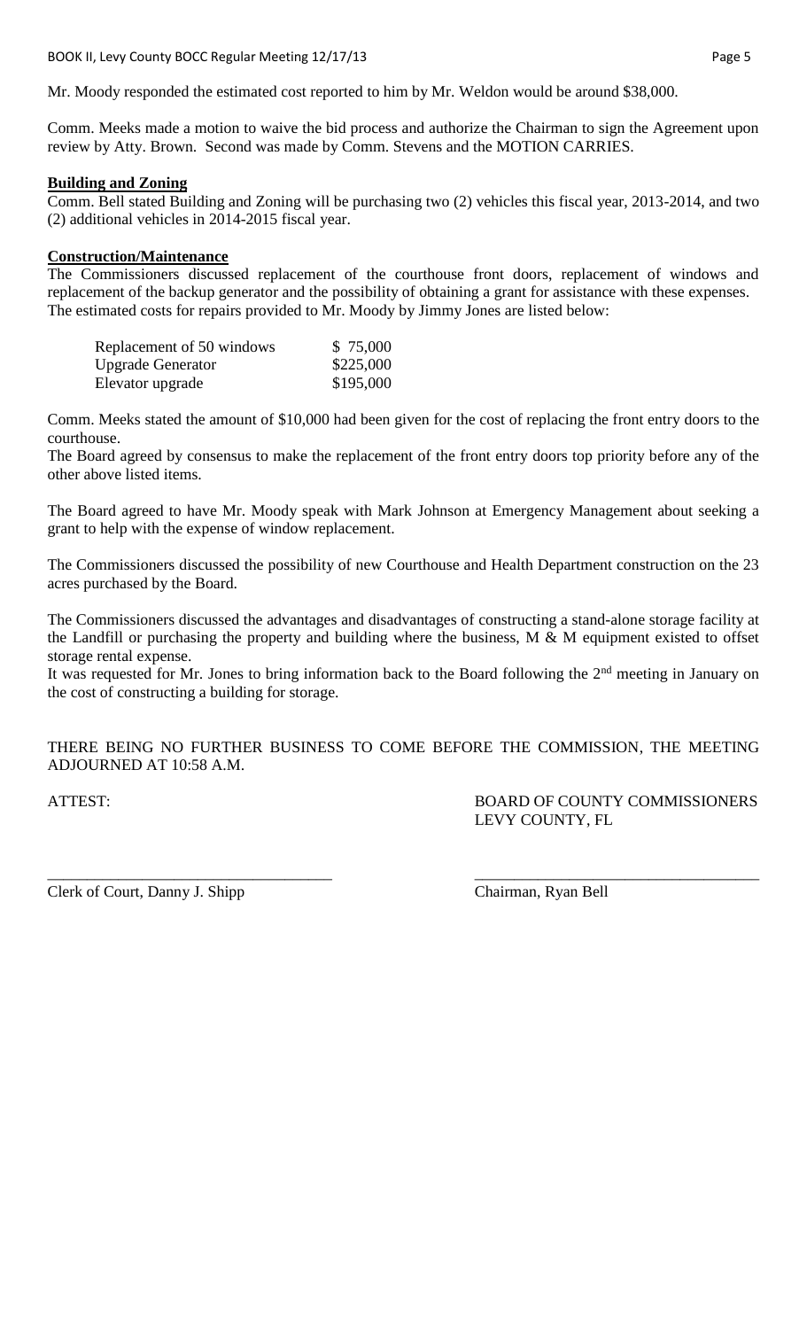Mr. Moody responded the estimated cost reported to him by Mr. Weldon would be around $38,000.

Comm. Meeks made a motion to waive the bid process and authorize the Chairman to sign the Agreement upon review by Atty. Brown. Second was made by Comm. Stevens and the MOTION CARRIES.

**Building and Zoning**

Comm. Bell stated Building and Zoning will be purchasing two (2) vehicles this fiscal year, 2013-2014, and two (2) additional vehicles in 2014-2015 fiscal year.

**Construction/Maintenance**

The Commissioners discussed replacement of the courthouse front doors, replacement of windows and replacement of the backup generator and the possibility of obtaining a grant for assistance with these expenses. The estimated costs for repairs provided to Mr. Moody by Jimmy Jones are listed below:

| | |
|---|---|
| Replacement of 50 windows | $ 75,000 |
| Upgrade Generator | $225,000 |
| Elevator upgrade | $195,000 |

Comm. Meeks stated the amount of $10,000 had been given for the cost of replacing the front entry doors to the courthouse.

The Board agreed by consensus to make the replacement of the front entry doors top priority before any of the other above listed items.

The Board agreed to have Mr. Moody speak with Mark Johnson at Emergency Management about seeking a grant to help with the expense of window replacement.

The Commissioners discussed the possibility of new Courthouse and Health Department construction on the 23 acres purchased by the Board.

The Commissioners discussed the advantages and disadvantages of constructing a stand-alone storage facility at the Landfill or purchasing the property and building where the business, M & M equipment existed to offset storage rental expense.

It was requested for Mr. Jones to bring information back to the Board following the 2nd meeting in January on the cost of constructing a building for storage.

THERE BEING NO FURTHER BUSINESS TO COME BEFORE THE COMMISSION, THE MEETING ADJOURNED AT 10:58 A.M.

ATTEST:

BOARD OF COUNTY COMMISSIONERS
LEVY COUNTY, FL

\_\_\_\_\_\_\_\_\_\_\_\_\_\_\_\_\_\_\_\_\_\_\_\_\_\_\_\_\_\_\_\_\_\_\_
Clerk of Court, Danny J. Shipp

\_\_\_\_\_\_\_\_\_\_\_\_\_\_\_\_\_\_\_\_\_\_\_\_\_\_\_\_\_\_\_\_\_\_\_
Chairman, Ryan Bell